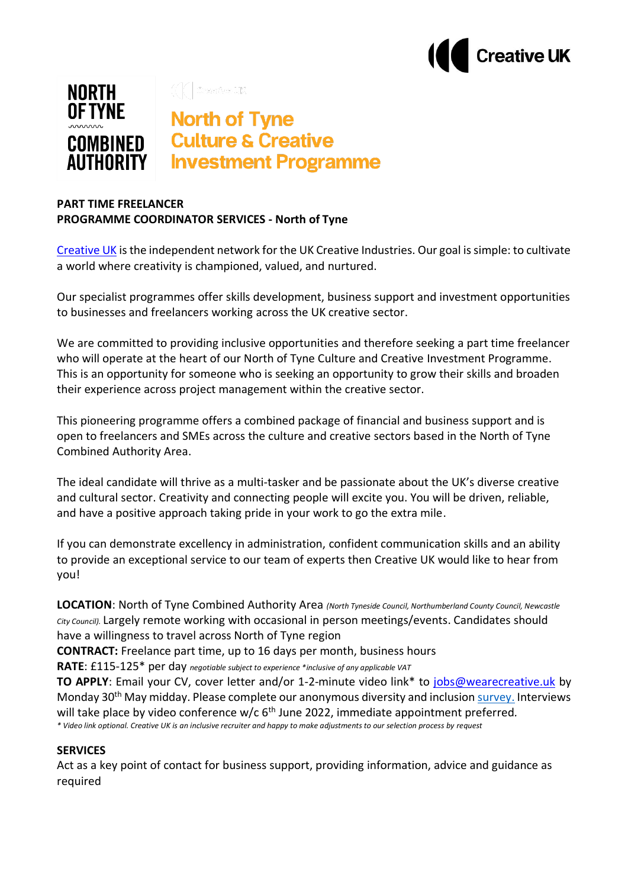Creative UK

NORTH OF TYNE COMBINED AUTHORITY

# North of Tyne Culture & Creative Investment Programme

**PART TIME FREELANCER**
**PROGRAMME COORDINATOR SERVICES - North of Tyne**

Creative UK is the independent network for the UK Creative Industries. Our goal is simple: to cultivate a world where creativity is championed, valued, and nurtured.

Our specialist programmes offer skills development, business support and investment opportunities to businesses and freelancers working across the UK creative sector.

We are committed to providing inclusive opportunities and therefore seeking a part time freelancer who will operate at the heart of our North of Tyne Culture and Creative Investment Programme. This is an opportunity for someone who is seeking an opportunity to grow their skills and broaden their experience across project management within the creative sector.

This pioneering programme offers a combined package of financial and business support and is open to freelancers and SMEs across the culture and creative sectors based in the North of Tyne Combined Authority Area.

The ideal candidate will thrive as a multi-tasker and be passionate about the UK's diverse creative and cultural sector. Creativity and connecting people will excite you. You will be driven, reliable, and have a positive approach taking pride in your work to go the extra mile.

If you can demonstrate excellency in administration, confident communication skills and an ability to provide an exceptional service to our team of experts then Creative UK would like to hear from you!

**LOCATION**: North of Tyne Combined Authority Area *(North Tyneside Council, Northumberland County Council, Newcastle City Council).* Largely remote working with occasional in person meetings/events. Candidates should have a willingness to travel across North of Tyne region
**CONTRACT:** Freelance part time, up to 16 days per month, business hours
**RATE**: £115-125* per day *negotiable subject to experience *inclusive of any applicable VAT*
**TO APPLY**: Email your CV, cover letter and/or 1-2-minute video link* to jobs@wearecreative.uk by Monday 30th May midday. Please complete our anonymous diversity and inclusion survey. Interviews will take place by video conference w/c 6th June 2022, immediate appointment preferred.
*\* Video link optional. Creative UK is an inclusive recruiter and happy to make adjustments to our selection process by request*

**SERVICES**
Act as a key point of contact for business support, providing information, advice and guidance as required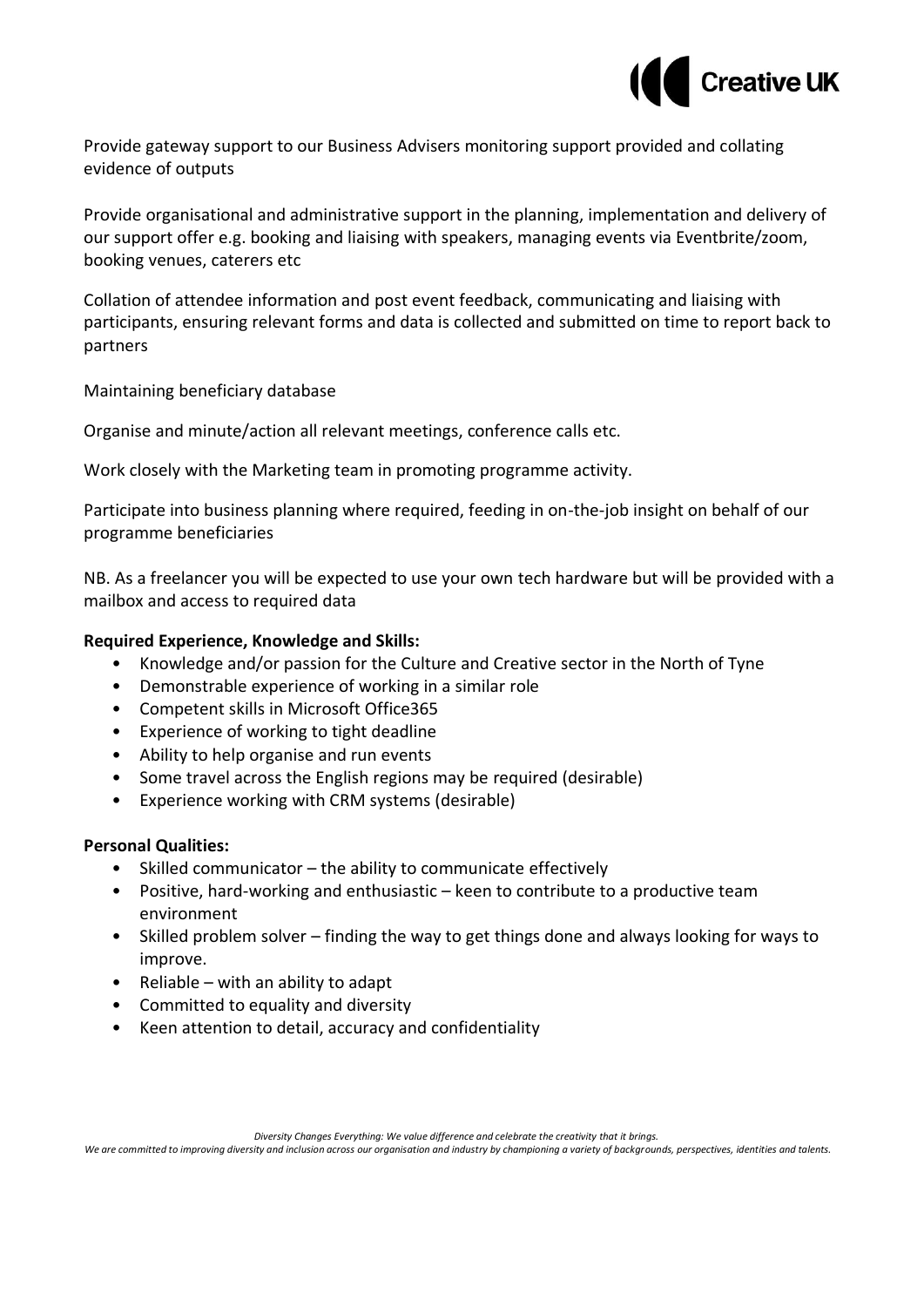Provide gateway support to our Business Advisers monitoring support provided and collating evidence of outputs

Provide organisational and administrative support in the planning, implementation and delivery of our support offer e.g. booking and liaising with speakers, managing events via Eventbrite/zoom, booking venues, caterers etc

Collation of attendee information and post event feedback, communicating and liaising with participants, ensuring relevant forms and data is collected and submitted on time to report back to partners

Maintaining beneficiary database

Organise and minute/action all relevant meetings, conference calls etc.

Work closely with the Marketing team in promoting programme activity.

Participate into business planning where required, feeding in on-the-job insight on behalf of our programme beneficiaries

NB. As a freelancer you will be expected to use your own tech hardware but will be provided with a mailbox and access to required data

**Required Experience, Knowledge and Skills:**

- Knowledge and/or passion for the Culture and Creative sector in the North of Tyne
- Demonstrable experience of working in a similar role
- Competent skills in Microsoft Office365
- Experience of working to tight deadline
- Ability to help organise and run events
- Some travel across the English regions may be required (desirable)
- Experience working with CRM systems (desirable)

**Personal Qualities:**

- Skilled communicator – the ability to communicate effectively
- Positive, hard-working and enthusiastic – keen to contribute to a productive team environment
- Skilled problem solver – finding the way to get things done and always looking for ways to improve.
- Reliable – with an ability to adapt
- Committed to equality and diversity
- Keen attention to detail, accuracy and confidentiality